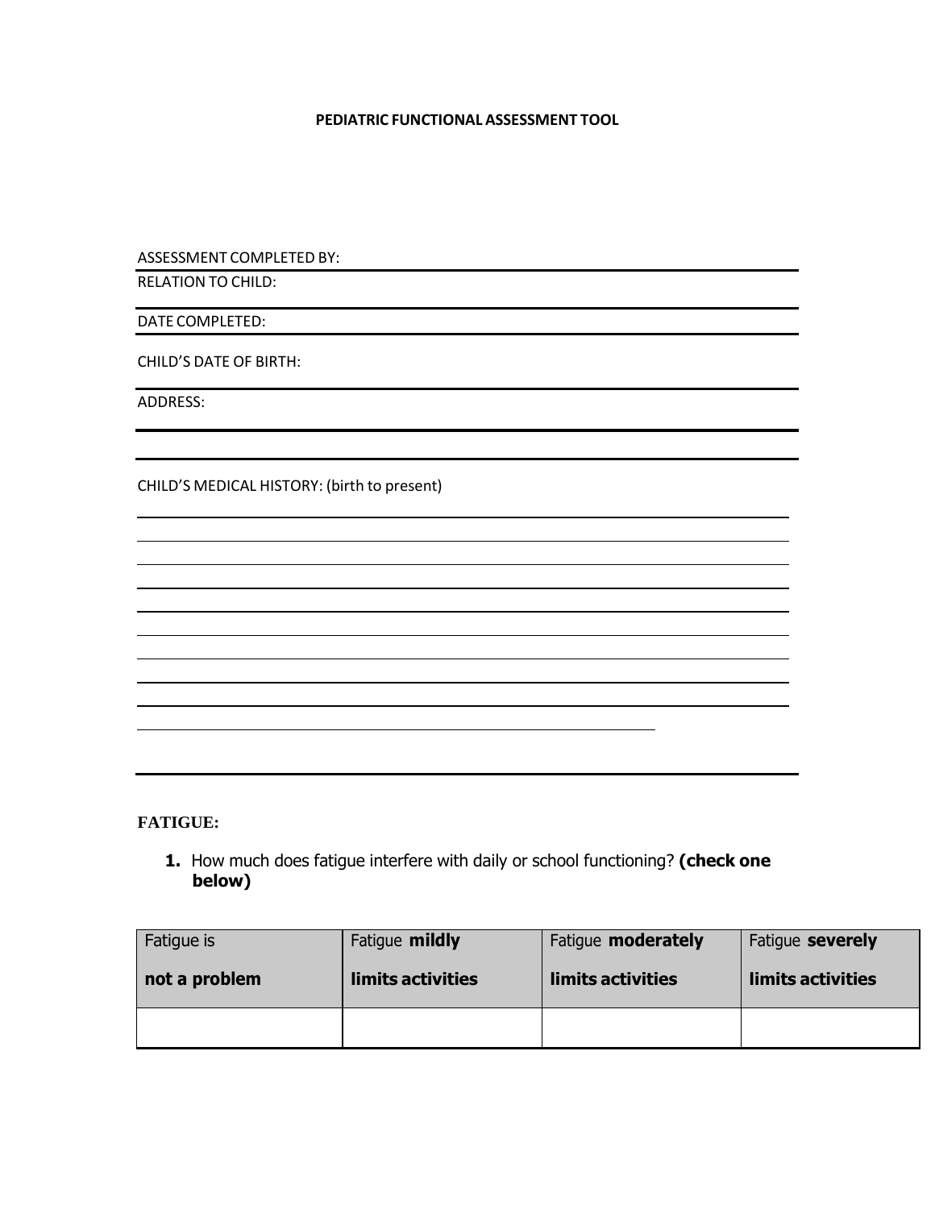# PEDIATRIC FUNCTIONAL ASSESSMENT TOOL

ASSESSMENT COMPLETED BY:

RELATION TO CHILD:

DATE COMPLETED:

CHILD'S DATE OF BIRTH:

ADDRESS:

CHILD'S MEDICAL HISTORY: (birth to present)

**FATIGUE:**

1. How much does fatigue interfere with daily or school functioning? **(check one below)**

| Fatigue is **not a problem** | Fatigue **mildly limits activities** | Fatigue **moderately limits activities** | Fatigue **severely limits activities** |
|---|---|---|---|
| | | | |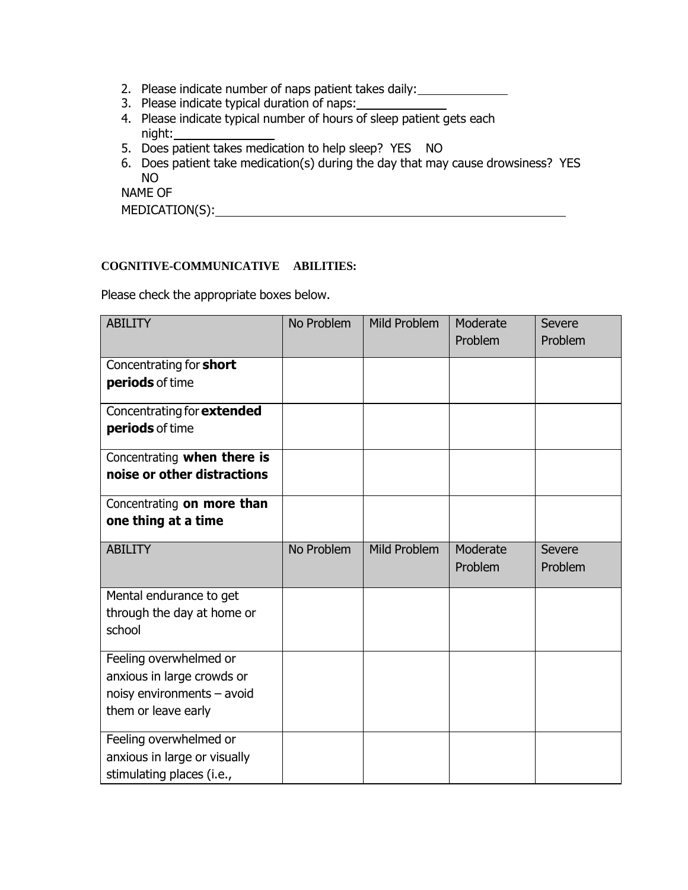2. Please indicate number of naps patient takes daily: ____________
3. Please indicate typical duration of naps: ____________
4. Please indicate typical number of hours of sleep patient gets each night: ____________
5. Does patient takes medication to help sleep? YES NO
6. Does patient take medication(s) during the day that may cause drowsiness? YES NO

NAME OF MEDICATION(S): ______________________________________________

**COGNITIVE-COMMUNICATIVE ABILITIES:**

Please check the appropriate boxes below.

| ABILITY | No Problem | Mild Problem | Moderate Problem | Severe Problem |
|---|---|---|---|---|
| Concentrating for **short periods** of time | | | | |
| Concentrating for **extended periods** of time | | | | |
| Concentrating **when there is noise or other distractions** | | | | |
| Concentrating **on more than one thing at a time** | | | | |
| ABILITY | No Problem | Mild Problem | Moderate Problem | Severe Problem |
| Mental endurance to get through the day at home or school | | | | |
| Feeling overwhelmed or anxious in large crowds or noisy environments – avoid them or leave early | | | | |
| Feeling overwhelmed or anxious in large or visually stimulating places (i.e., | | | | |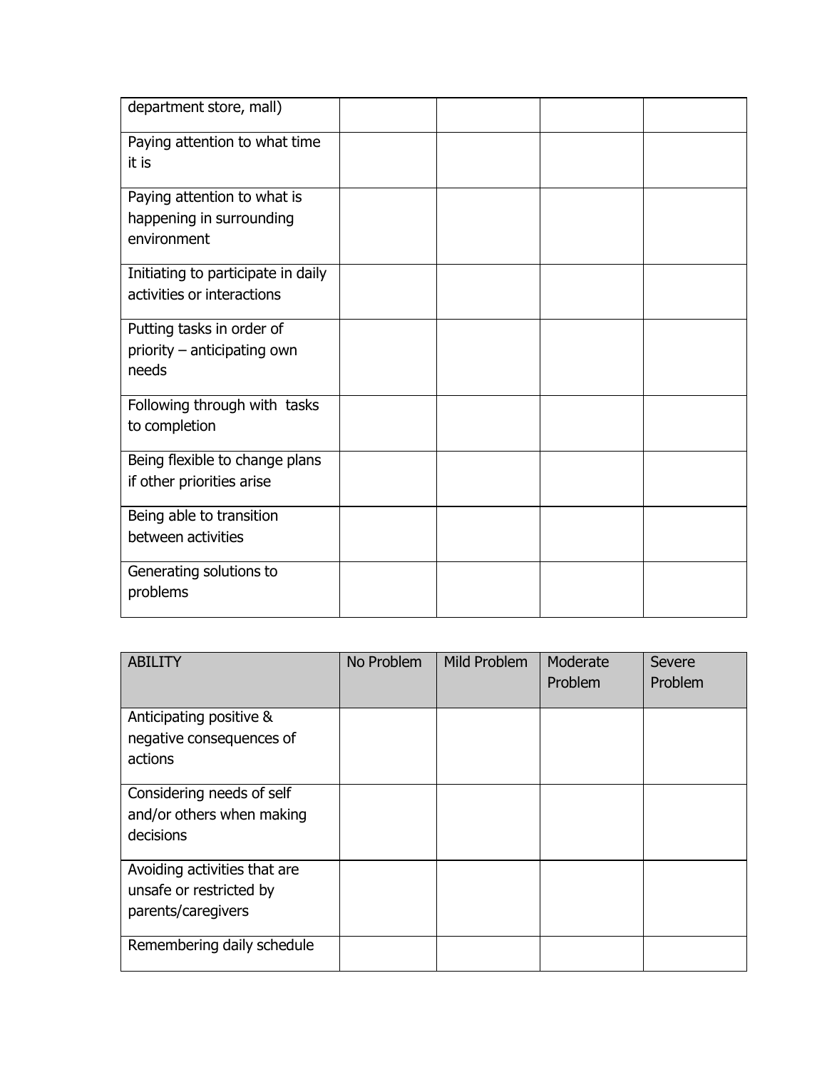| | | | | |
|---|---|---|---|---|
| department store, mall) | | | | |
| Paying attention to what time it is | | | | |
| Paying attention to what is happening in surrounding environment | | | | |
| Initiating to participate in daily activities or interactions | | | | |
| Putting tasks in order of priority – anticipating own needs | | | | |
| Following through with tasks to completion | | | | |
| Being flexible to change plans if other priorities arise | | | | |
| Being able to transition between activities | | | | |
| Generating solutions to problems | | | | |

| ABILITY | No Problem | Mild Problem | Moderate Problem | Severe Problem |
|---|---|---|---|---|
| Anticipating positive & negative consequences of actions | | | | |
| Considering needs of self and/or others when making decisions | | | | |
| Avoiding activities that are unsafe or restricted by parents/caregivers | | | | |
| Remembering daily schedule | | | | |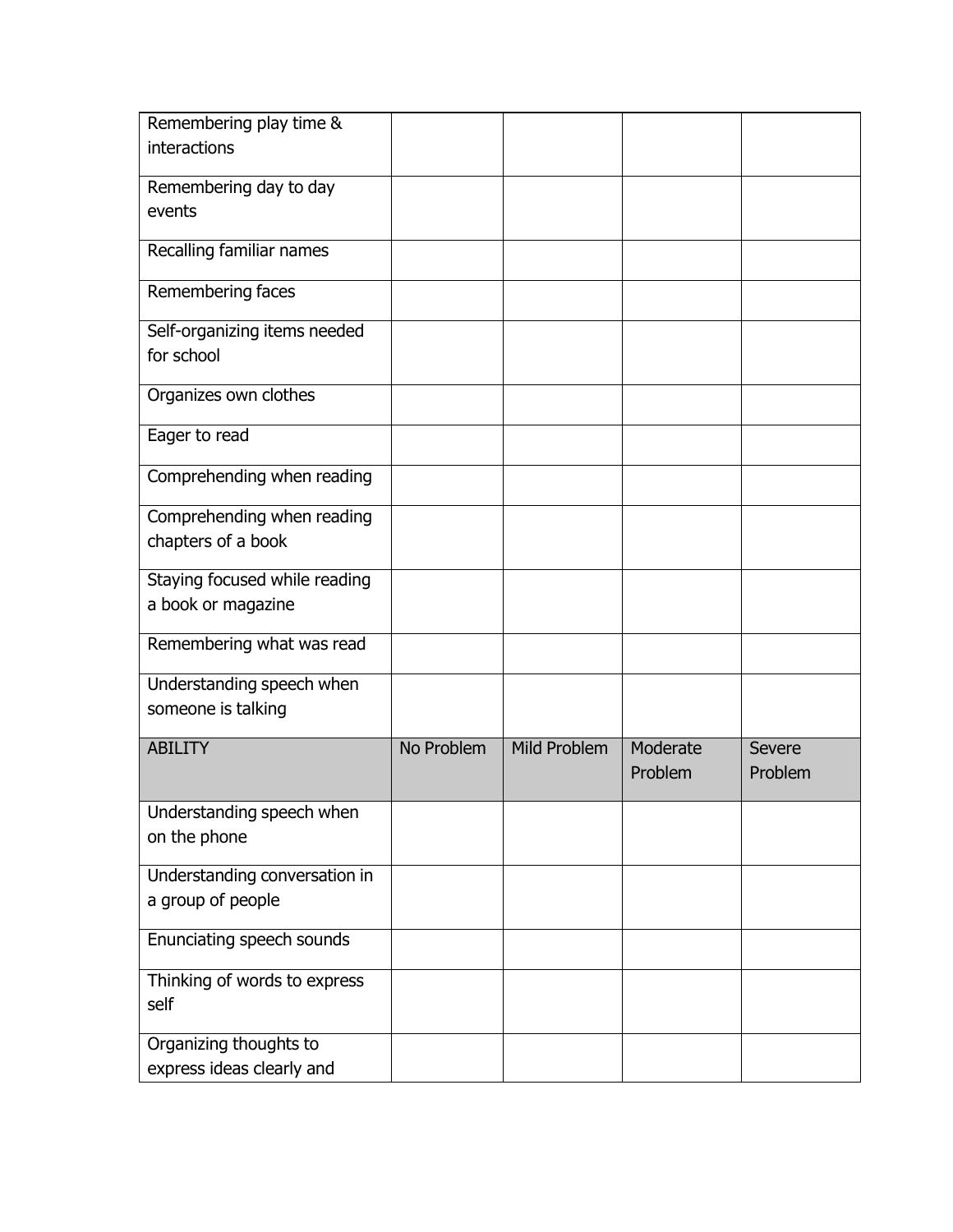| | | | | |
|---|---|---|---|---|
| Remembering play time & interactions | | | | |
| Remembering day to day events | | | | |
| Recalling familiar names | | | | |
| Remembering faces | | | | |
| Self-organizing items needed for school | | | | |
| Organizes own clothes | | | | |
| Eager to read | | | | |
| Comprehending when reading | | | | |
| Comprehending when reading chapters of a book | | | | |
| Staying focused while reading a book or magazine | | | | |
| Remembering what was read | | | | |
| Understanding speech when someone is talking | | | | |
| ABILITY | No Problem | Mild Problem | Moderate Problem | Severe Problem |
| Understanding speech when on the phone | | | | |
| Understanding conversation in a group of people | | | | |
| Enunciating speech sounds | | | | |
| Thinking of words to express self | | | | |
| Organizing thoughts to express ideas clearly and | | | | |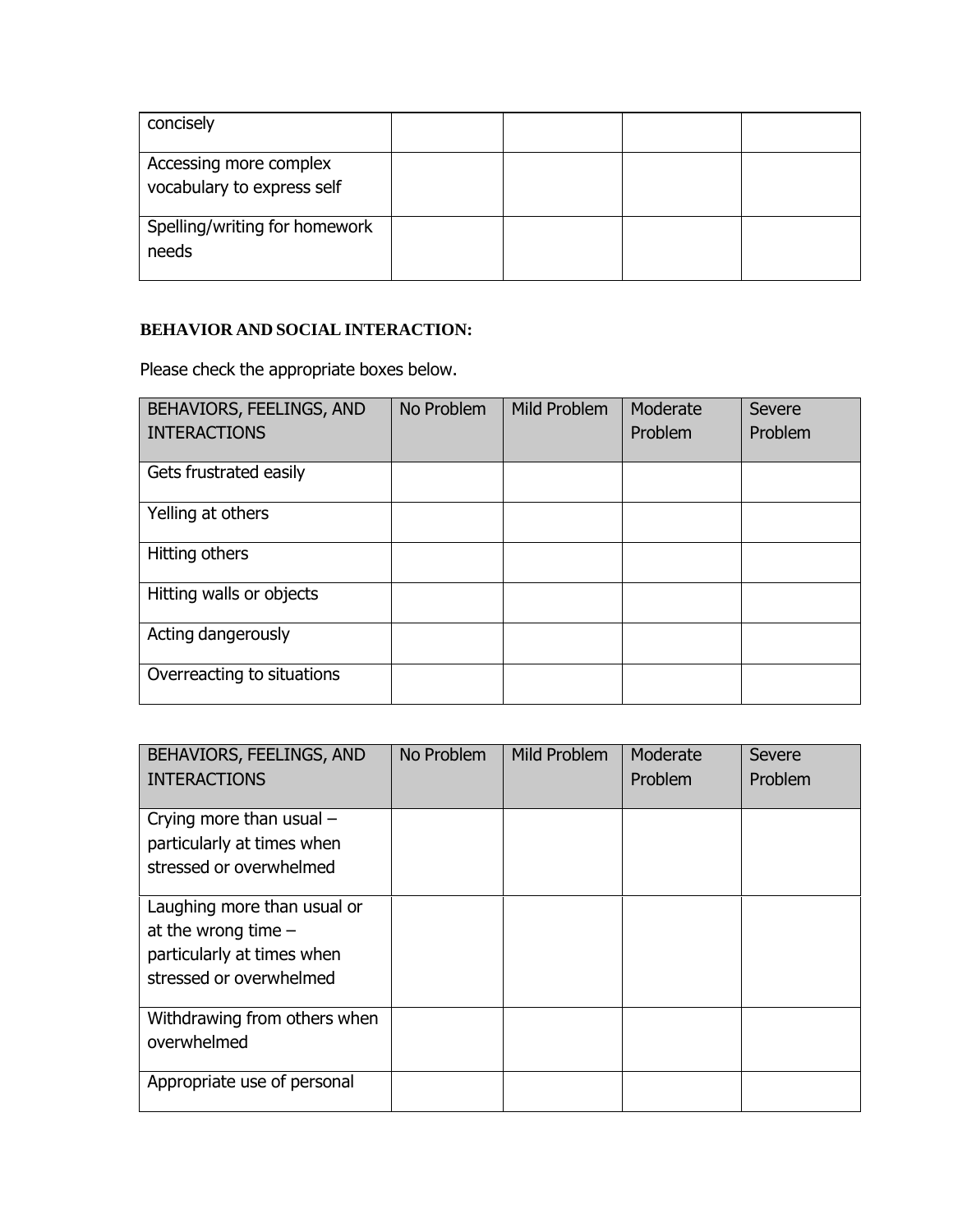| | | | | |
|---|---|---|---|---|
| concisely | | | | |
| Accessing more complex vocabulary to express self | | | | |
| Spelling/writing for homework needs | | | | |

**BEHAVIOR AND SOCIAL INTERACTION:**

Please check the appropriate boxes below.

| BEHAVIORS, FEELINGS, AND INTERACTIONS | No Problem | Mild Problem | Moderate Problem | Severe Problem |
|---|---|---|---|---|
| Gets frustrated easily | | | | |
| Yelling at others | | | | |
| Hitting others | | | | |
| Hitting walls or objects | | | | |
| Acting dangerously | | | | |
| Overreacting to situations | | | | |

| BEHAVIORS, FEELINGS, AND INTERACTIONS | No Problem | Mild Problem | Moderate Problem | Severe Problem |
|---|---|---|---|---|
| Crying more than usual – particularly at times when stressed or overwhelmed | | | | |
| Laughing more than usual or at the wrong time – particularly at times when stressed or overwhelmed | | | | |
| Withdrawing from others when overwhelmed | | | | |
| Appropriate use of personal | | | | |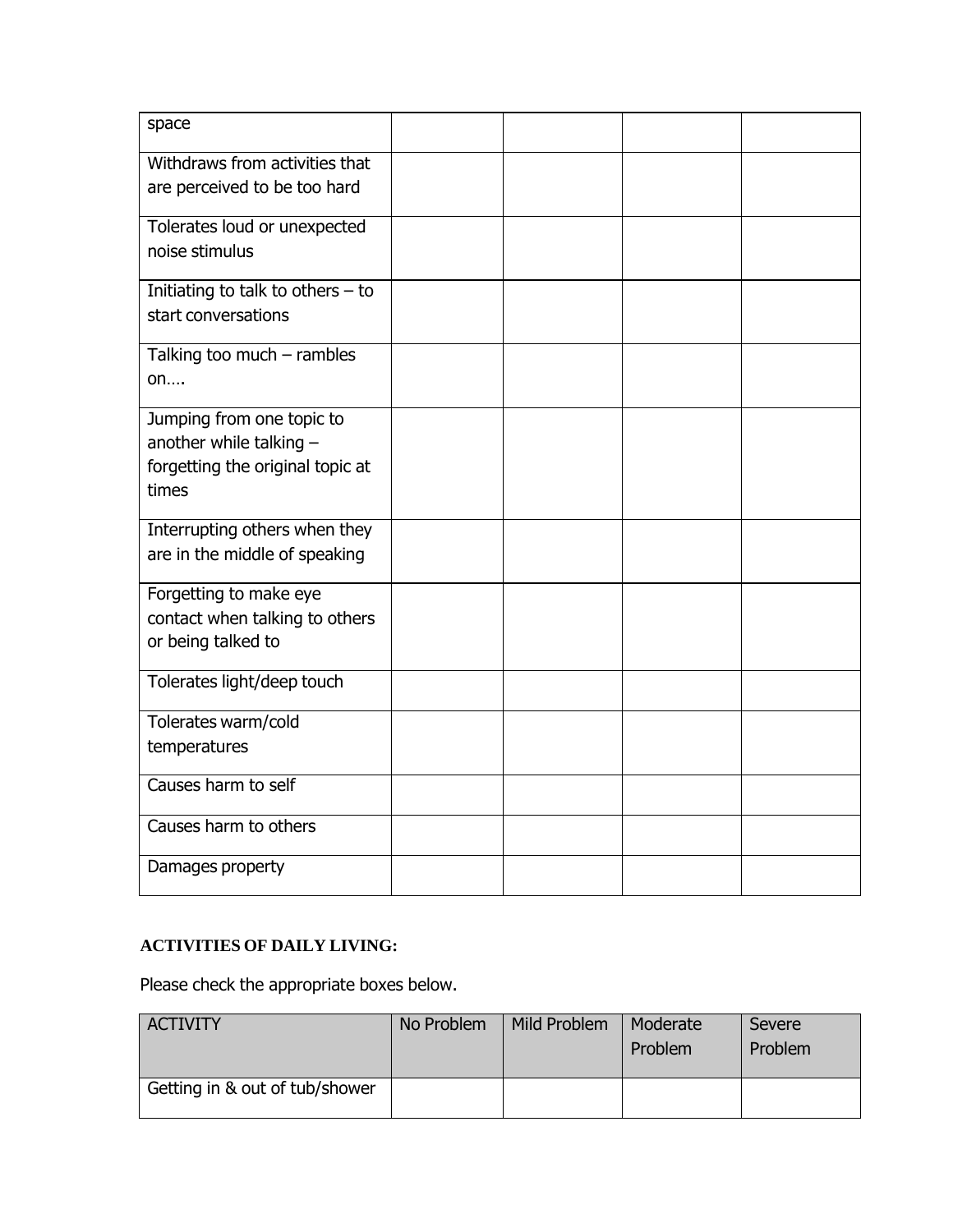| | | | | |
|---|---|---|---|---|
| space | | | | |
| Withdraws from activities that are perceived to be too hard | | | | |
| Tolerates loud or unexpected noise stimulus | | | | |
| Initiating to talk to others – to start conversations | | | | |
| Talking too much – rambles on…. | | | | |
| Jumping from one topic to another while talking – forgetting the original topic at times | | | | |
| Interrupting others when they are in the middle of speaking | | | | |
| Forgetting to make eye contact when talking to others or being talked to | | | | |
| Tolerates light/deep touch | | | | |
| Tolerates warm/cold temperatures | | | | |
| Causes harm to self | | | | |
| Causes harm to others | | | | |
| Damages property | | | | |

**ACTIVITIES OF DAILY LIVING:**

Please check the appropriate boxes below.

| ACTIVITY | No Problem | Mild Problem | Moderate Problem | Severe Problem |
|---|---|---|---|---|
| Getting in & out of tub/shower | | | | |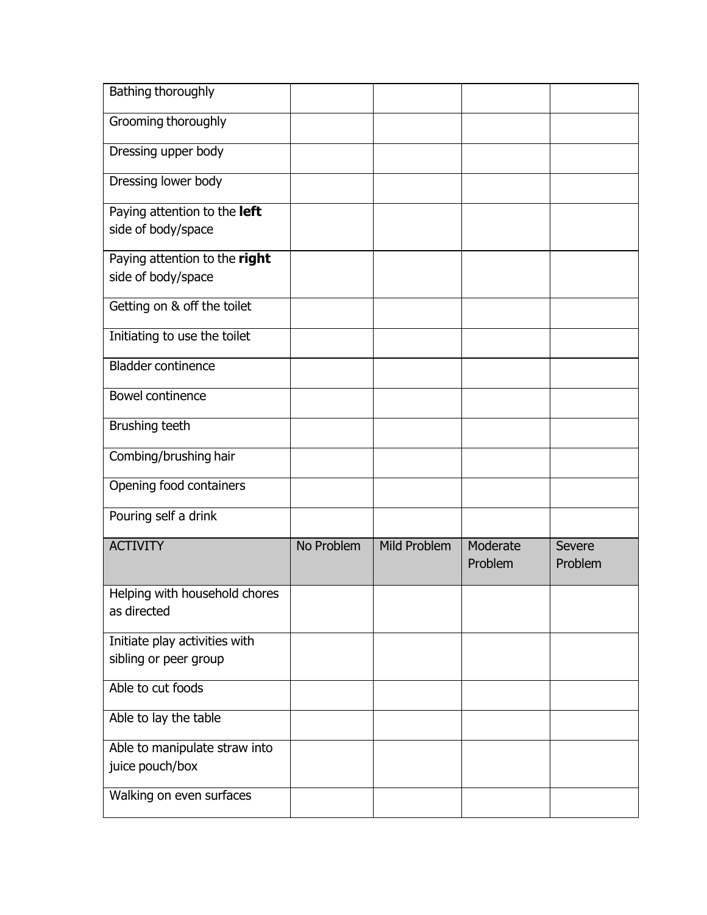| | | | | |
|---|---|---|---|---|
| Bathing thoroughly | | | | |
| Grooming thoroughly | | | | |
| Dressing upper body | | | | |
| Dressing lower body | | | | |
| Paying attention to the **left** side of body/space | | | | |
| Paying attention to the **right** side of body/space | | | | |
| Getting on & off the toilet | | | | |
| Initiating to use the toilet | | | | |
| Bladder continence | | | | |
| Bowel continence | | | | |
| Brushing teeth | | | | |
| Combing/brushing hair | | | | |
| Opening food containers | | | | |
| Pouring self a drink | | | | |

| ACTIVITY | No Problem | Mild Problem | Moderate Problem | Severe Problem |
|---|---|---|---|---|
| Helping with household chores as directed | | | | |
| Initiate play activities with sibling or peer group | | | | |
| Able to cut foods | | | | |
| Able to lay the table | | | | |
| Able to manipulate straw into juice pouch/box | | | | |
| Walking on even surfaces | | | | |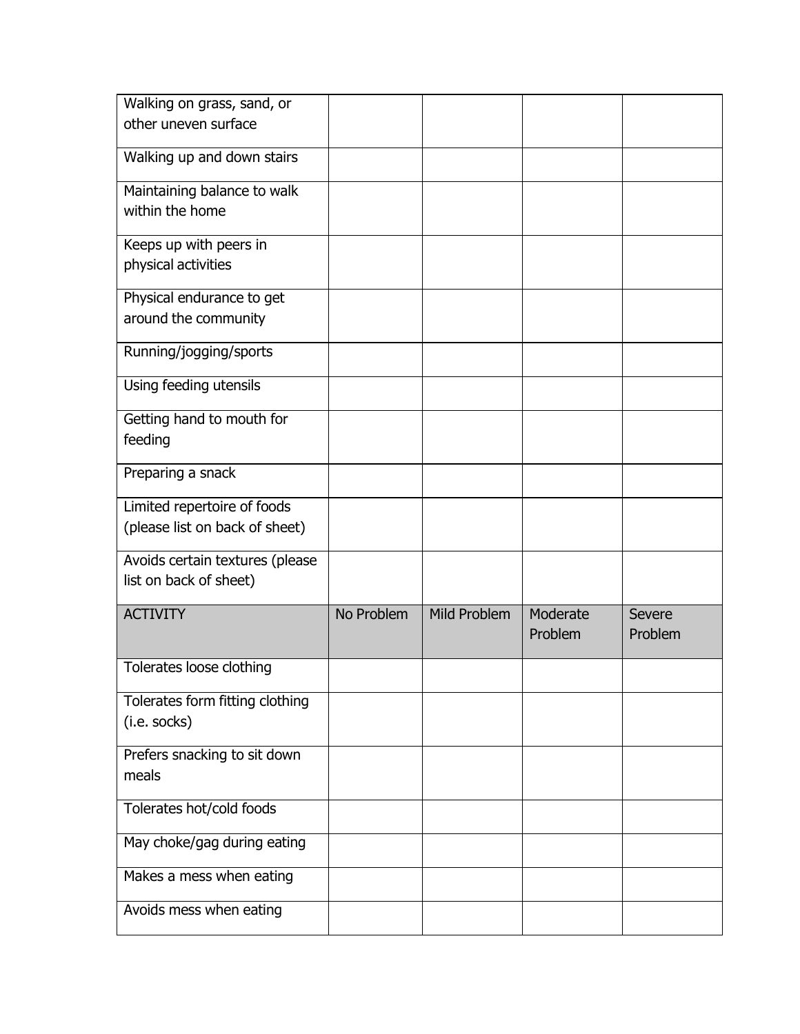| | | | | |
|---|---|---|---|---|
| Walking on grass, sand, or other uneven surface | | | | |
| Walking up and down stairs | | | | |
| Maintaining balance to walk within the home | | | | |
| Keeps up with peers in physical activities | | | | |
| Physical endurance to get around the community | | | | |
| Running/jogging/sports | | | | |
| Using feeding utensils | | | | |
| Getting hand to mouth for feeding | | | | |
| Preparing a snack | | | | |
| Limited repertoire of foods (please list on back of sheet) | | | | |
| Avoids certain textures (please list on back of sheet) | | | | |
| ACTIVITY | No Problem | Mild Problem | Moderate Problem | Severe Problem |
| Tolerates loose clothing | | | | |
| Tolerates form fitting clothing (i.e. socks) | | | | |
| Prefers snacking to sit down meals | | | | |
| Tolerates hot/cold foods | | | | |
| May choke/gag during eating | | | | |
| Makes a mess when eating | | | | |
| Avoids mess when eating | | | | |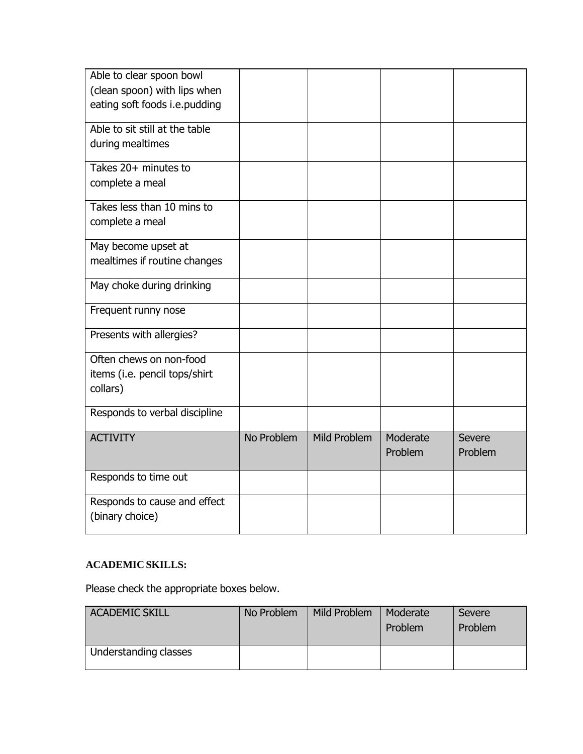| | | | | |
|---|---|---|---|---|
| Able to clear spoon bowl (clean spoon) with lips when eating soft foods i.e.pudding | | | | |
| Able to sit still at the table during mealtimes | | | | |
| Takes 20+ minutes to complete a meal | | | | |
| Takes less than 10 mins to complete a meal | | | | |
| May become upset at mealtimes if routine changes | | | | |
| May choke during drinking | | | | |
| Frequent runny nose | | | | |
| Presents with allergies? | | | | |
| Often chews on non-food items (i.e. pencil tops/shirt collars) | | | | |
| Responds to verbal discipline | | | | |
| ACTIVITY | No Problem | Mild Problem | Moderate Problem | Severe Problem |
| Responds to time out | | | | |
| Responds to cause and effect (binary choice) | | | | |

**ACADEMIC SKILLS:**

Please check the appropriate boxes below.

| ACADEMIC SKILL | No Problem | Mild Problem | Moderate Problem | Severe Problem |
|---|---|---|---|---|
| Understanding classes | | | | |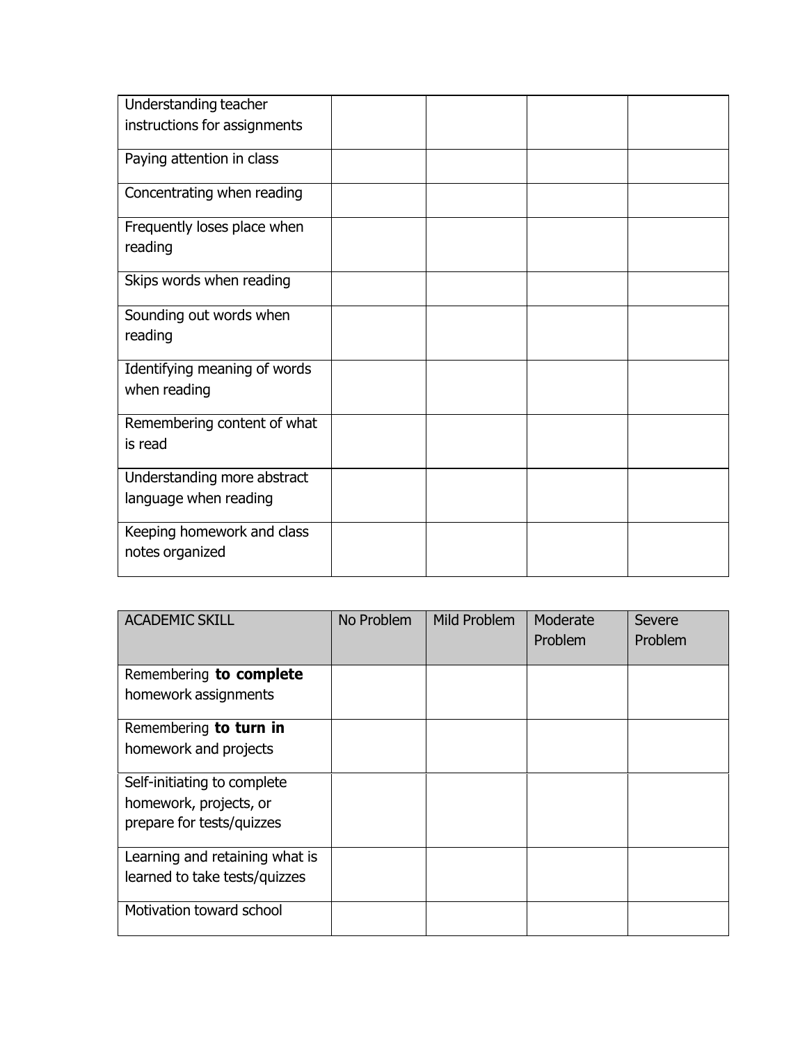| | | | | |
|---|---|---|---|---|
| Understanding teacher instructions for assignments | | | | |
| Paying attention in class | | | | |
| Concentrating when reading | | | | |
| Frequently loses place when reading | | | | |
| Skips words when reading | | | | |
| Sounding out words when reading | | | | |
| Identifying meaning of words when reading | | | | |
| Remembering content of what is read | | | | |
| Understanding more abstract language when reading | | | | |
| Keeping homework and class notes organized | | | | |

| ACADEMIC SKILL | No Problem | Mild Problem | Moderate Problem | Severe Problem |
|---|---|---|---|---|
| Remembering **to complete** homework assignments | | | | |
| Remembering **to turn in** homework and projects | | | | |
| Self-initiating to complete homework, projects, or prepare for tests/quizzes | | | | |
| Learning and retaining what is learned to take tests/quizzes | | | | |
| Motivation toward school | | | | |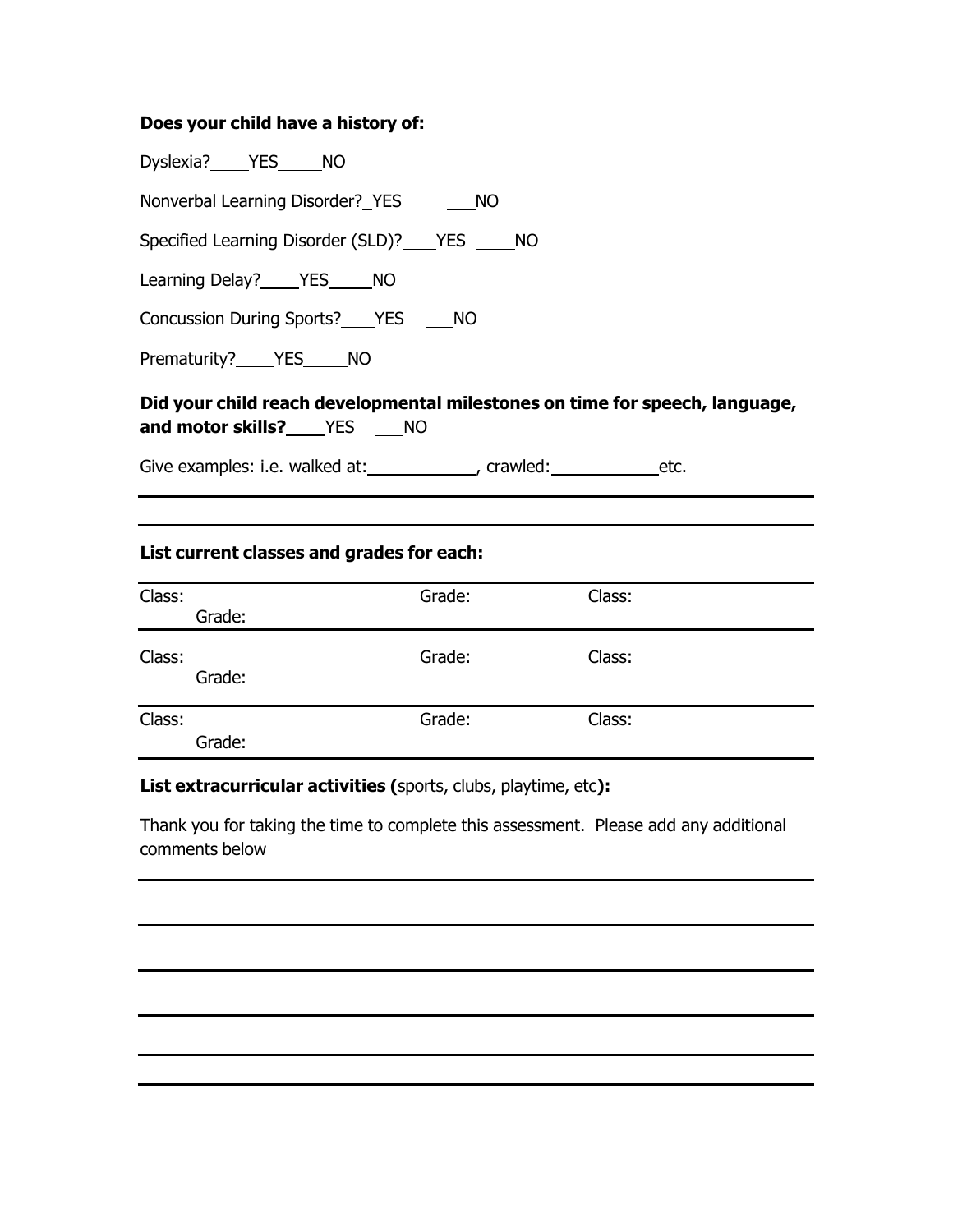**Does your child have a history of:**

Dyslexia?____YES____NO

Nonverbal Learning Disorder?_YES ___NO

Specified Learning Disorder (SLD)?___YES ____NO

Learning Delay?____YES____NO

Concussion During Sports?___YES ___NO

Prematurity?____YES____NO

**Did your child reach developmental milestones on time for speech, language, and motor skills?**____YES ___NO

Give examples: i.e. walked at:___________, crawled:___________etc.

________________________________________________________________

________________________________________________________________

**List current classes and grades for each:**

| | | | |
|---|---|---|---|
| Class: | Grade: | Class: | Grade: |
| Class: | Grade: | Class: | Grade: |
| Class: | Grade: | Class: | Grade: |

**List extracurricular activities (**sports, clubs, playtime, etc**):**

Thank you for taking the time to complete this assessment. Please add any additional comments below

________________________________________________________________

________________________________________________________________

________________________________________________________________

________________________________________________________________

________________________________________________________________

________________________________________________________________